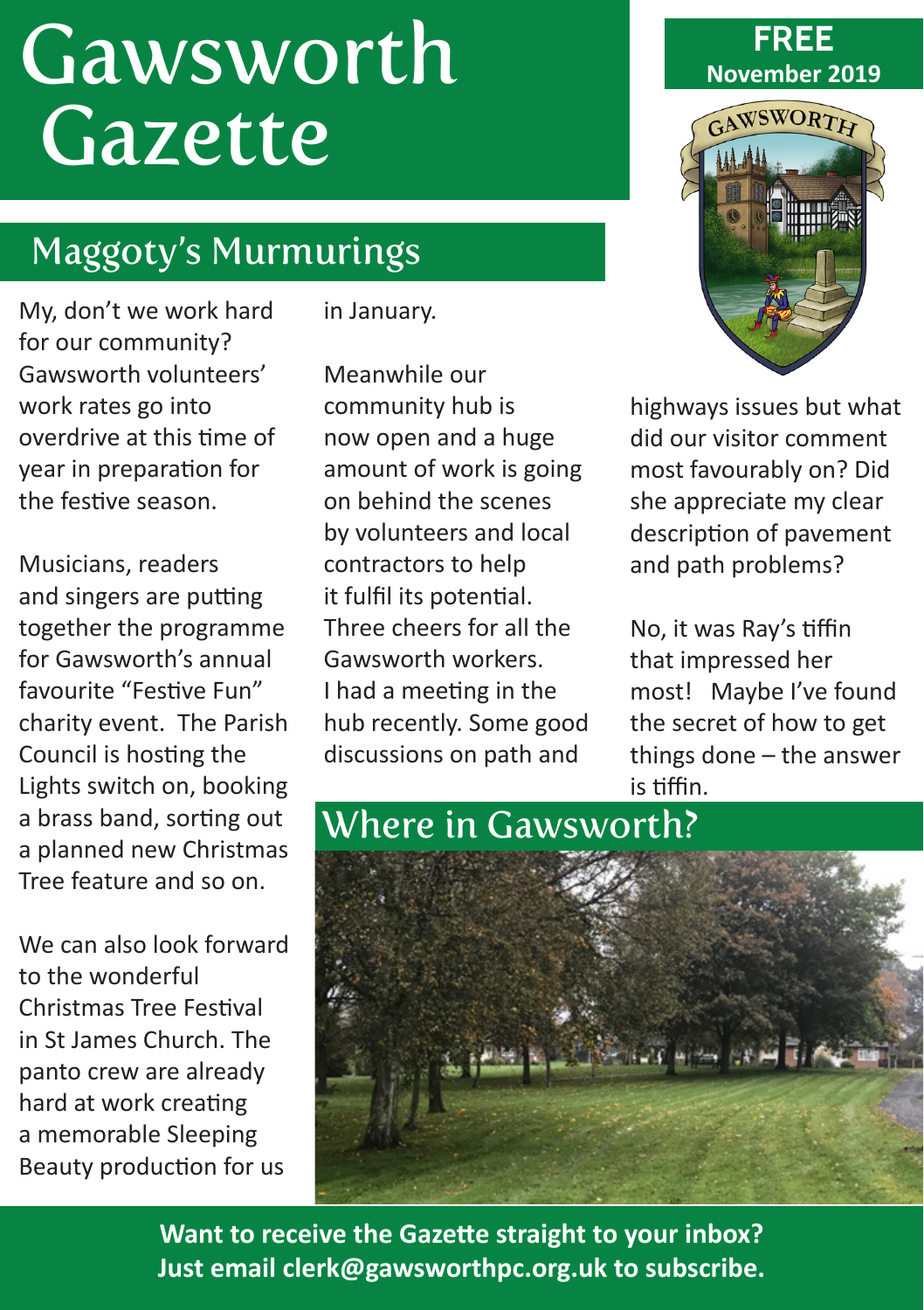# Gawsworth Gazette

**FREE**
**November 2019**

## Maggoty's Murmurings

My, don't we work hard for our community? Gawsworth volunteers' work rates go into overdrive at this time of year in preparation for the festive season.

Musicians, readers and singers are putting together the programme for Gawsworth's annual favourite "Festive Fun" charity event. The Parish Council is hosting the Lights switch on, booking a brass band, sorting out a planned new Christmas Tree feature and so on.

We can also look forward to the wonderful Christmas Tree Festival in St James Church. The panto crew are already hard at work creating a memorable Sleeping Beauty production for us in January.

Meanwhile our community hub is now open and a huge amount of work is going on behind the scenes by volunteers and local contractors to help it fulfil its potential. Three cheers for all the Gawsworth workers. I had a meeting in the hub recently. Some good discussions on path and highways issues but what did our visitor comment most favourably on? Did she appreciate my clear description of pavement and path problems?

No, it was Ray's tiffin that impressed her most! Maybe I've found the secret of how to get things done – the answer is tiffin.

## Where in Gawsworth?

**Want to receive the Gazette straight to your inbox?**
**Just email clerk@gawsworthpc.org.uk to subscribe.**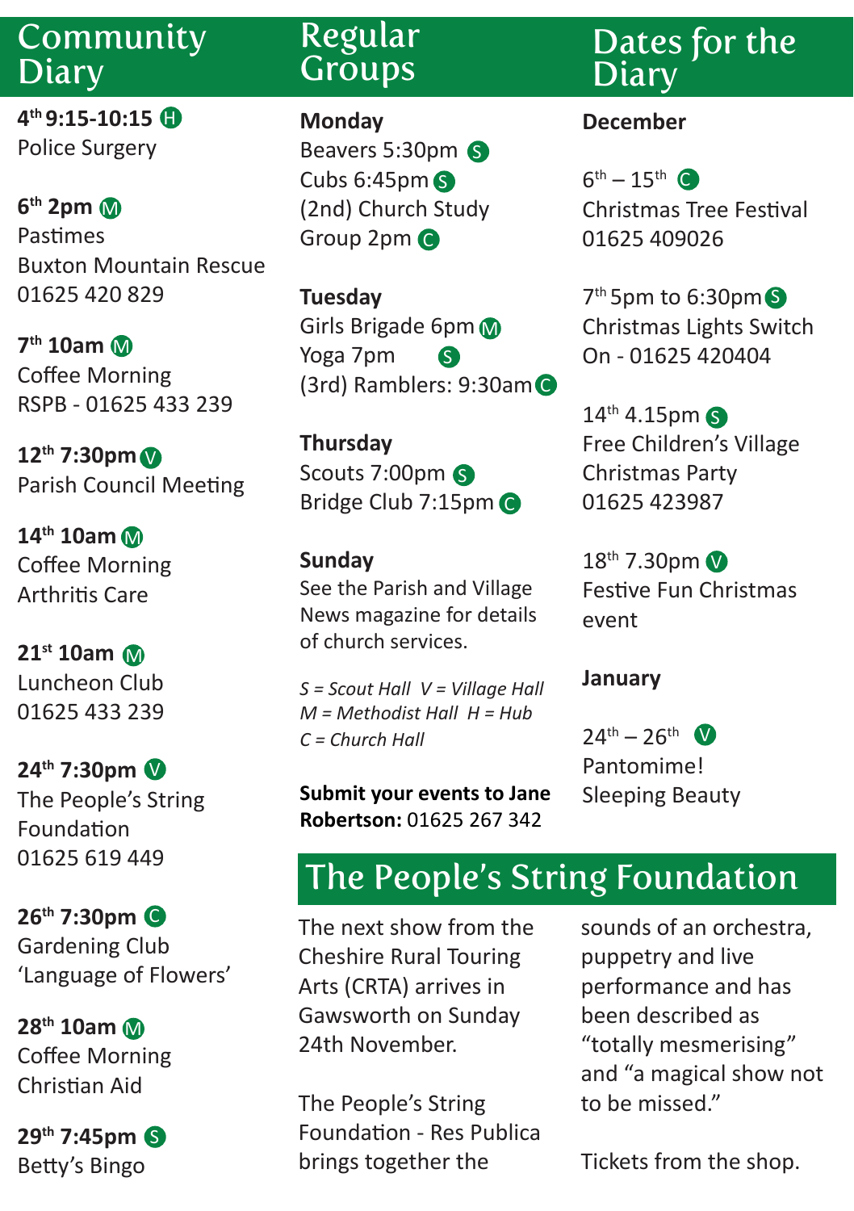## Community Diary

**4th 9:15-10:15** (H)
Police Surgery

**6th 2pm** (M)
Pastimes
Buxton Mountain Rescue
01625 420 829

**7th 10am** (M)
Coffee Morning
RSPB - 01625 433 239

**12th 7:30pm** (V)
Parish Council Meeting

**14th 10am** (M)
Coffee Morning
Arthritis Care

**21st 10am** (M)
Luncheon Club
01625 433 239

**24th 7:30pm** (V)
The People's String Foundation
01625 619 449

**26th 7:30pm** (C)
Gardening Club
'Language of Flowers'

**28th 10am** (M)
Coffee Morning
Christian Aid

**29th 7:45pm** (S)
Betty's Bingo

## Regular Groups

**Monday**
Beavers 5:30pm (S)
Cubs 6:45pm (S)
(2nd) Church Study Group 2pm (C)

**Tuesday**
Girls Brigade 6pm (M)
Yoga 7pm (S)
(3rd) Ramblers: 9:30am (C)

**Thursday**
Scouts 7:00pm (S)
Bridge Club 7:15pm (C)

**Sunday**
See the Parish and Village News magazine for details of church services.

*S = Scout Hall V = Village Hall*
*M = Methodist Hall H = Hub*
*C = Church Hall*

**Submit your events to Jane Robertson:** 01625 267 342

## Dates for the Diary

**December**

6th – 15th (C)
Christmas Tree Festival
01625 409026

7th 5pm to 6:30pm (S)
Christmas Lights Switch On - 01625 420404

14th 4.15pm (S)
Free Children's Village Christmas Party
01625 423987

18th 7.30pm (V)
Festive Fun Christmas event

**January**

24th – 26th (V)
Pantomime!
Sleeping Beauty

## The People's String Foundation

The next show from the Cheshire Rural Touring Arts (CRTA) arrives in Gawsworth on Sunday 24th November.

The People's String Foundation - Res Publica brings together the sounds of an orchestra, puppetry and live performance and has been described as "totally mesmerising" and "a magical show not to be missed."

Tickets from the shop.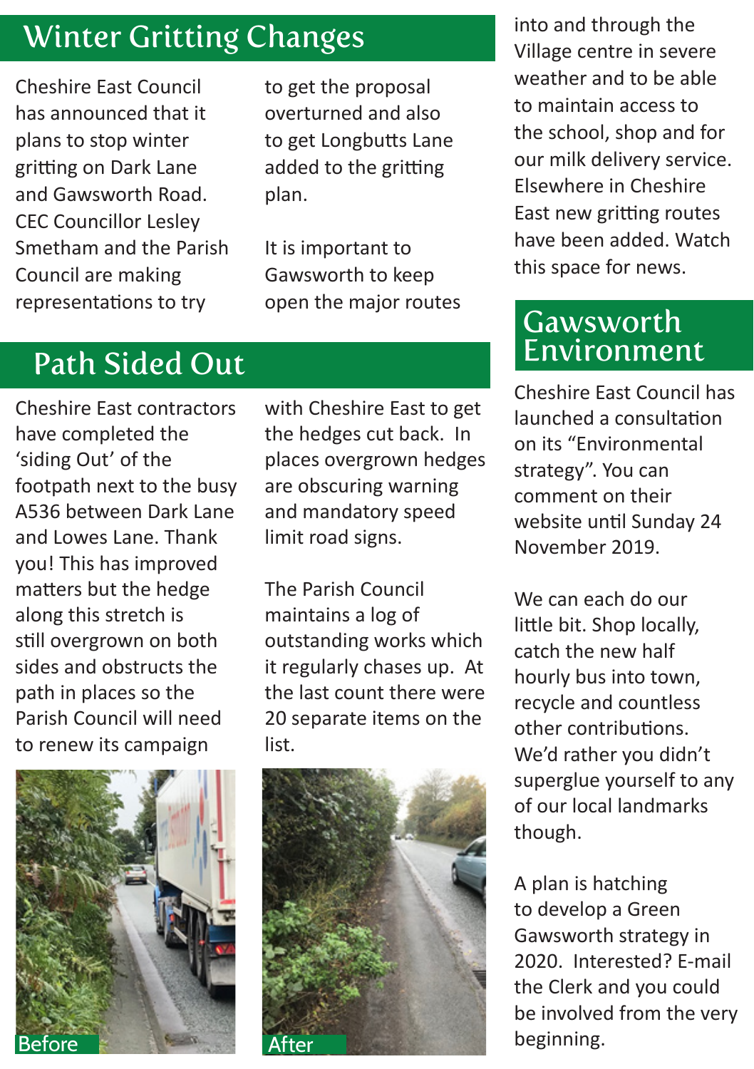## Winter Gritting Changes

Cheshire East Council has announced that it plans to stop winter gritting on Dark Lane and Gawsworth Road. CEC Councillor Lesley Smetham and the Parish Council are making representations to try to get the proposal overturned and also to get Longbutts Lane added to the gritting plan.

It is important to Gawsworth to keep open the major routes into and through the Village centre in severe weather and to be able to maintain access to the school, shop and for our milk delivery service. Elsewhere in Cheshire East new gritting routes have been added. Watch this space for news.

## Path Sided Out

Cheshire East contractors have completed the 'siding Out' of the footpath next to the busy A536 between Dark Lane and Lowes Lane. Thank you! This has improved matters but the hedge along this stretch is still overgrown on both sides and obstructs the path in places so the Parish Council will need to renew its campaign with Cheshire East to get the hedges cut back. In places overgrown hedges are obscuring warning and mandatory speed limit road signs.

The Parish Council maintains a log of outstanding works which it regularly chases up. At the last count there were 20 separate items on the list.

Before

After

## Gawsworth Environment

Cheshire East Council has launched a consultation on its "Environmental strategy". You can comment on their website until Sunday 24 November 2019.

We can each do our little bit. Shop locally, catch the new half hourly bus into town, recycle and countless other contributions. We'd rather you didn't superglue yourself to any of our local landmarks though.

A plan is hatching to develop a Green Gawsworth strategy in 2020. Interested? E-mail the Clerk and you could be involved from the very beginning.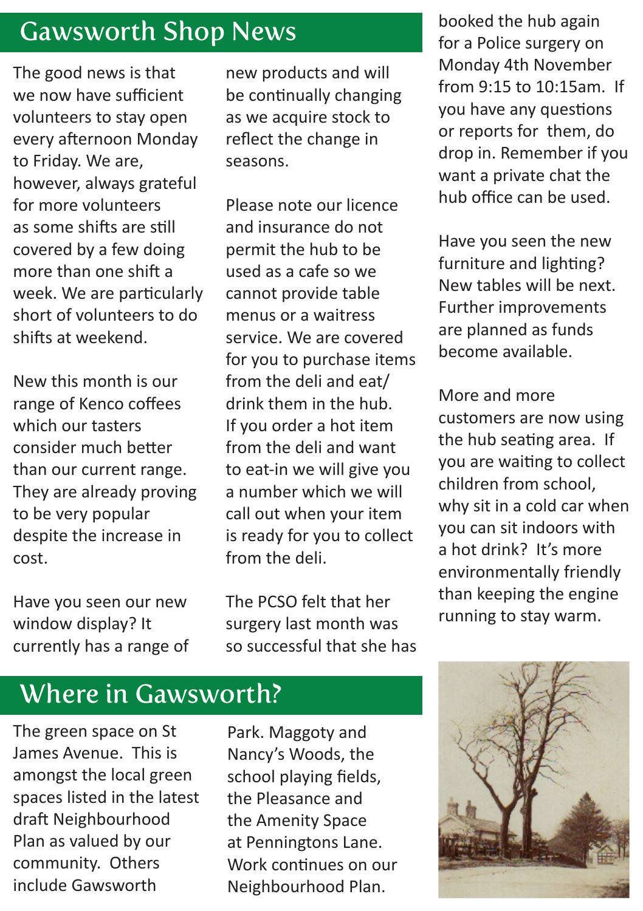## Gawsworth Shop News

The good news is that we now have sufficient volunteers to stay open every afternoon Monday to Friday. We are, however, always grateful for more volunteers as some shifts are still covered by a few doing more than one shift a week. We are particularly short of volunteers to do shifts at weekend.

New this month is our range of Kenco coffees which our tasters consider much better than our current range. They are already proving to be very popular despite the increase in cost.

Have you seen our new window display? It currently has a range of new products and will be continually changing as we acquire stock to reflect the change in seasons.

Please note our licence and insurance do not permit the hub to be used as a cafe so we cannot provide table menus or a waitress service. We are covered for you to purchase items from the deli and eat/drink them in the hub. If you order a hot item from the deli and want to eat-in we will give you a number which we will call out when your item is ready for you to collect from the deli.

The PCSO felt that her surgery last month was so successful that she has booked the hub again for a Police surgery on Monday 4th November from 9:15 to 10:15am. If you have any questions or reports for them, do drop in. Remember if you want a private chat the hub office can be used.

Have you seen the new furniture and lighting? New tables will be next. Further improvements are planned as funds become available.

More and more customers are now using the hub seating area. If you are waiting to collect children from school, why sit in a cold car when you can sit indoors with a hot drink? It's more environmentally friendly than keeping the engine running to stay warm.

## Where in Gawsworth?

The green space on St James Avenue. This is amongst the local green spaces listed in the latest draft Neighbourhood Plan as valued by our community. Others include Gawsworth Park. Maggoty and Nancy's Woods, the school playing fields, the Pleasance and the Amenity Space at Penningtons Lane. Work continues on our Neighbourhood Plan.